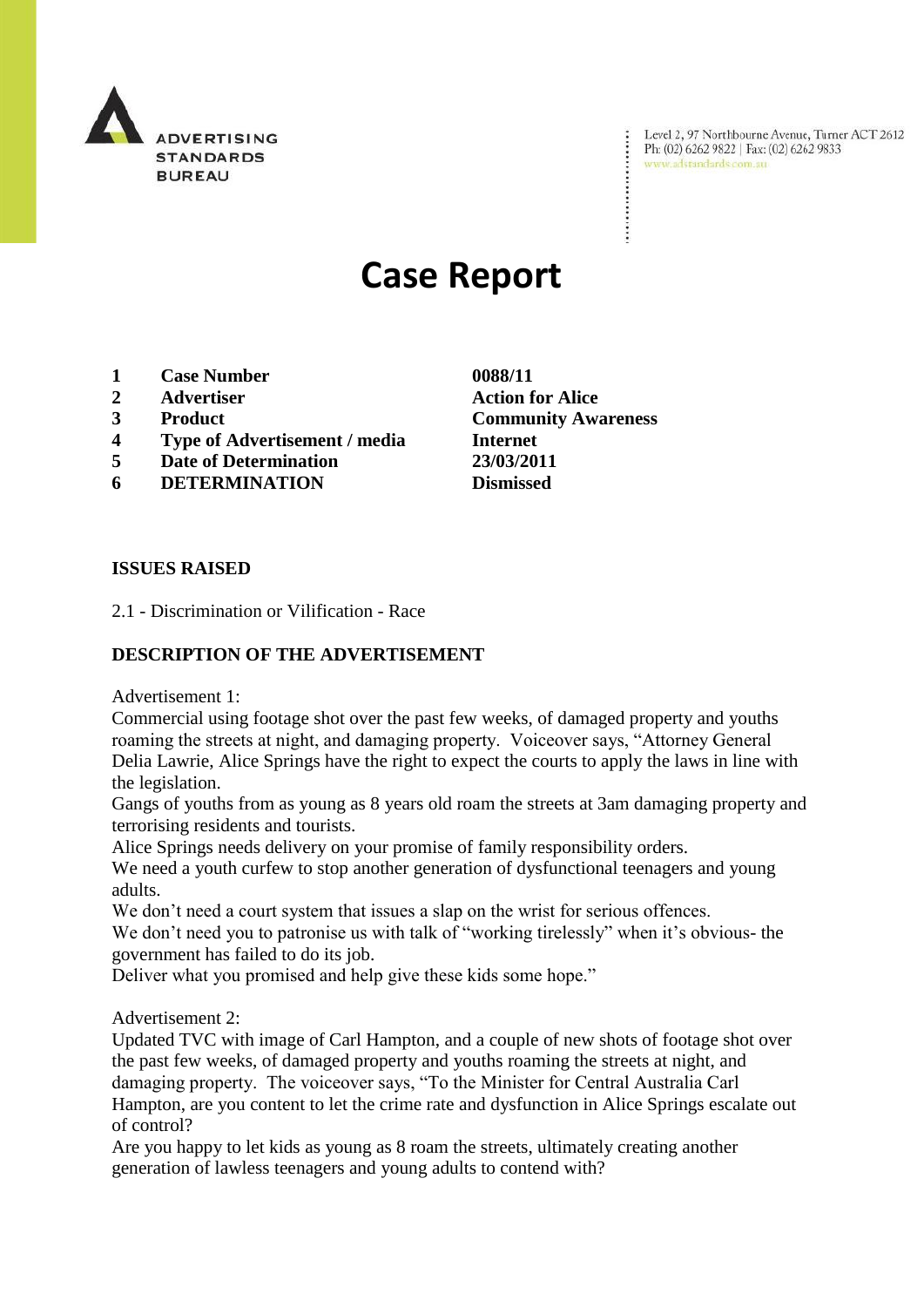ADVERTISING STANDARDS BUREAU

Level 2, 97 Northbourne Avenue, Turner ACT 2612
Ph: (02) 6262 9822 | Fax: (02) 6262 9833
www.adstandards.com.au

# Case Report

| | | |
|---|---|---|
| **1** | **Case Number** | **0088/11** |
| **2** | **Advertiser** | **Action for Alice** |
| **3** | **Product** | **Community Awareness** |
| **4** | **Type of Advertisement / media** | **Internet** |
| **5** | **Date of Determination** | **23/03/2011** |
| **6** | **DETERMINATION** | **Dismissed** |

**ISSUES RAISED**

2.1 - Discrimination or Vilification - Race

**DESCRIPTION OF THE ADVERTISEMENT**

Advertisement 1:
Commercial using footage shot over the past few weeks, of damaged property and youths roaming the streets at night, and damaging property. Voiceover says, "Attorney General Delia Lawrie, Alice Springs have the right to expect the courts to apply the laws in line with the legislation.
Gangs of youths from as young as 8 years old roam the streets at 3am damaging property and terrorising residents and tourists.
Alice Springs needs delivery on your promise of family responsibility orders.
We need a youth curfew to stop another generation of dysfunctional teenagers and young adults.
We don't need a court system that issues a slap on the wrist for serious offences.
We don't need you to patronise us with talk of "working tirelessly" when it's obvious- the government has failed to do its job.
Deliver what you promised and help give these kids some hope."

Advertisement 2:
Updated TVC with image of Carl Hampton, and a couple of new shots of footage shot over the past few weeks, of damaged property and youths roaming the streets at night, and damaging property. The voiceover says, "To the Minister for Central Australia Carl Hampton, are you content to let the crime rate and dysfunction in Alice Springs escalate out of control?
Are you happy to let kids as young as 8 roam the streets, ultimately creating another generation of lawless teenagers and young adults to contend with?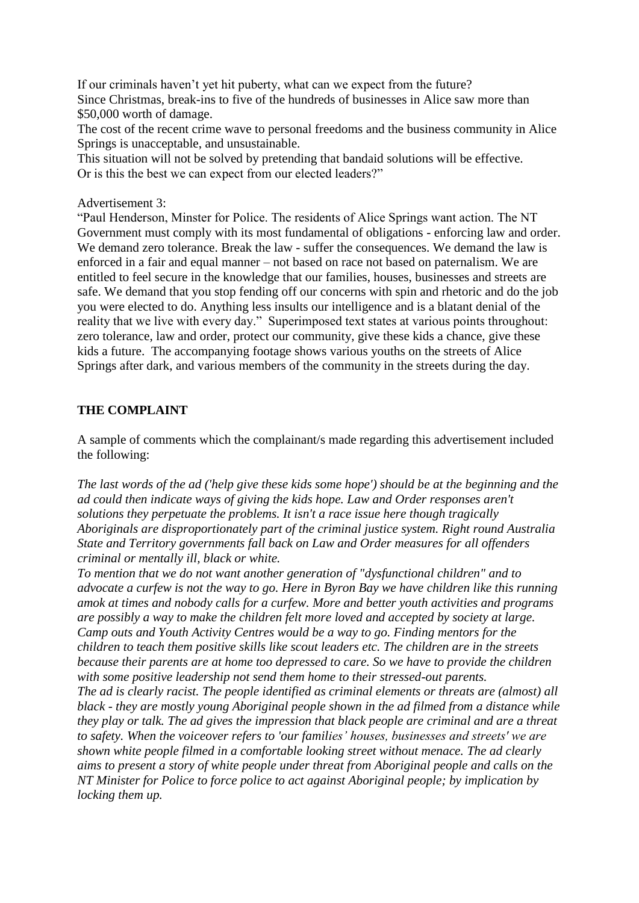If our criminals haven't yet hit puberty, what can we expect from the future?
Since Christmas, break-ins to five of the hundreds of businesses in Alice saw more than $50,000 worth of damage.
The cost of the recent crime wave to personal freedoms and the business community in Alice Springs is unacceptable, and unsustainable.
This situation will not be solved by pretending that bandaid solutions will be effective.
Or is this the best we can expect from our elected leaders?"

Advertisement 3:
"Paul Henderson, Minster for Police. The residents of Alice Springs want action. The NT Government must comply with its most fundamental of obligations - enforcing law and order. We demand zero tolerance. Break the law - suffer the consequences. We demand the law is enforced in a fair and equal manner – not based on race not based on paternalism. We are entitled to feel secure in the knowledge that our families, houses, businesses and streets are safe. We demand that you stop fending off our concerns with spin and rhetoric and do the job you were elected to do. Anything less insults our intelligence and is a blatant denial of the reality that we live with every day." Superimposed text states at various points throughout: zero tolerance, law and order, protect our community, give these kids a chance, give these kids a future. The accompanying footage shows various youths on the streets of Alice Springs after dark, and various members of the community in the streets during the day.

## THE COMPLAINT

A sample of comments which the complainant/s made regarding this advertisement included the following:

*The last words of the ad ('help give these kids some hope') should be at the beginning and the ad could then indicate ways of giving the kids hope. Law and Order responses aren't solutions they perpetuate the problems. It isn't a race issue here though tragically Aboriginals are disproportionately part of the criminal justice system. Right round Australia State and Territory governments fall back on Law and Order measures for all offenders criminal or mentally ill, black or white.*
*To mention that we do not want another generation of "dysfunctional children" and to advocate a curfew is not the way to go. Here in Byron Bay we have children like this running amok at times and nobody calls for a curfew. More and better youth activities and programs are possibly a way to make the children felt more loved and accepted by society at large. Camp outs and Youth Activity Centres would be a way to go. Finding mentors for the children to teach them positive skills like scout leaders etc. The children are in the streets because their parents are at home too depressed to care. So we have to provide the children with some positive leadership not send them home to their stressed-out parents.*
*The ad is clearly racist. The people identified as criminal elements or threats are (almost) all black - they are mostly young Aboriginal people shown in the ad filmed from a distance while they play or talk. The ad gives the impression that black people are criminal and are a threat to safety. When the voiceover refers to 'our families' houses, businesses and streets' we are shown white people filmed in a comfortable looking street without menace. The ad clearly aims to present a story of white people under threat from Aboriginal people and calls on the NT Minister for Police to force police to act against Aboriginal people; by implication by locking them up.*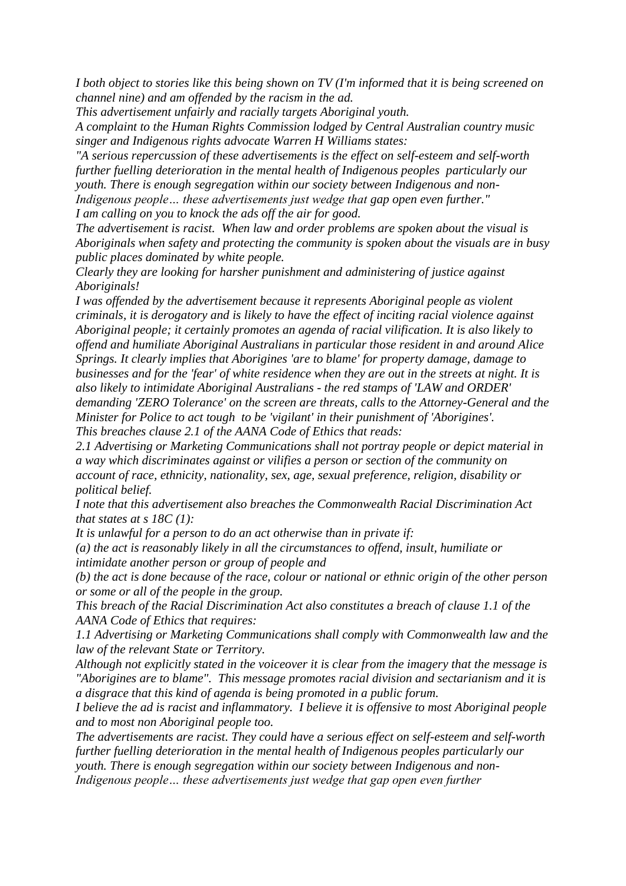*I both object to stories like this being shown on TV (I'm informed that it is being screened on channel nine) and am offended by the racism in the ad.*

*This advertisement unfairly and racially targets Aboriginal youth.*

*A complaint to the Human Rights Commission lodged by Central Australian country music singer and Indigenous rights advocate Warren H Williams states:*

*"A serious repercussion of these advertisements is the effect on self-esteem and self-worth further fuelling deterioration in the mental health of Indigenous peoples particularly our youth. There is enough segregation within our society between Indigenous and non-Indigenous people… these advertisements just wedge that gap open even further."*

*I am calling on you to knock the ads off the air for good.*

*The advertisement is racist. When law and order problems are spoken about the visual is Aboriginals when safety and protecting the community is spoken about the visuals are in busy public places dominated by white people.*

*Clearly they are looking for harsher punishment and administering of justice against Aboriginals!*

*I was offended by the advertisement because it represents Aboriginal people as violent criminals, it is derogatory and is likely to have the effect of inciting racial violence against Aboriginal people; it certainly promotes an agenda of racial vilification. It is also likely to offend and humiliate Aboriginal Australians in particular those resident in and around Alice Springs. It clearly implies that Aborigines 'are to blame' for property damage, damage to businesses and for the 'fear' of white residence when they are out in the streets at night. It is also likely to intimidate Aboriginal Australians - the red stamps of 'LAW and ORDER' demanding 'ZERO Tolerance' on the screen are threats, calls to the Attorney-General and the Minister for Police to act tough to be 'vigilant' in their punishment of 'Aborigines'.*

*This breaches clause 2.1 of the AANA Code of Ethics that reads:*

*2.1 Advertising or Marketing Communications shall not portray people or depict material in a way which discriminates against or vilifies a person or section of the community on account of race, ethnicity, nationality, sex, age, sexual preference, religion, disability or political belief.*

*I note that this advertisement also breaches the Commonwealth Racial Discrimination Act that states at s 18C (1):*

*It is unlawful for a person to do an act otherwise than in private if:*

*(a) the act is reasonably likely in all the circumstances to offend, insult, humiliate or intimidate another person or group of people and*

*(b) the act is done because of the race, colour or national or ethnic origin of the other person or some or all of the people in the group.*

*This breach of the Racial Discrimination Act also constitutes a breach of clause 1.1 of the AANA Code of Ethics that requires:*

*1.1 Advertising or Marketing Communications shall comply with Commonwealth law and the law of the relevant State or Territory.*

*Although not explicitly stated in the voiceover it is clear from the imagery that the message is "Aborigines are to blame". This message promotes racial division and sectarianism and it is a disgrace that this kind of agenda is being promoted in a public forum.*

*I believe the ad is racist and inflammatory. I believe it is offensive to most Aboriginal people and to most non Aboriginal people too.*

*The advertisements are racist. They could have a serious effect on self-esteem and self-worth further fuelling deterioration in the mental health of Indigenous peoples particularly our youth. There is enough segregation within our society between Indigenous and non-Indigenous people… these advertisements just wedge that gap open even further*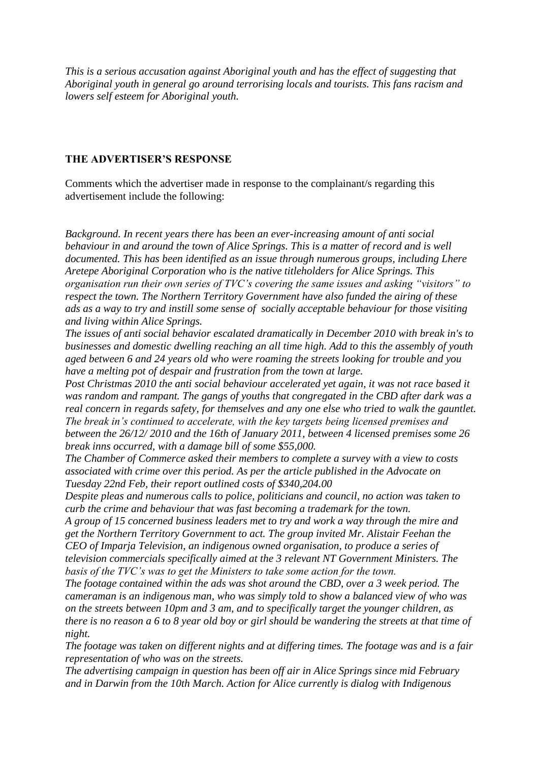*This is a serious accusation against Aboriginal youth and has the effect of suggesting that Aboriginal youth in general go around terrorising locals and tourists. This fans racism and lowers self esteem for Aboriginal youth.*

**THE ADVERTISER'S RESPONSE**

Comments which the advertiser made in response to the complainant/s regarding this advertisement include the following:

*Background. In recent years there has been an ever-increasing amount of anti social behaviour in and around the town of Alice Springs. This is a matter of record and is well documented. This has been identified as an issue through numerous groups, including Lhere Aretepe Aboriginal Corporation who is the native titleholders for Alice Springs. This organisation run their own series of TVC's covering the same issues and asking "visitors" to respect the town. The Northern Territory Government have also funded the airing of these ads as a way to try and instill some sense of socially acceptable behaviour for those visiting and living within Alice Springs.*
*The issues of anti social behavior escalated dramatically in December 2010 with break in's to businesses and domestic dwelling reaching an all time high. Add to this the assembly of youth aged between 6 and 24 years old who were roaming the streets looking for trouble and you have a melting pot of despair and frustration from the town at large.*
*Post Christmas 2010 the anti social behaviour accelerated yet again, it was not race based it was random and rampant. The gangs of youths that congregated in the CBD after dark was a real concern in regards safety, for themselves and any one else who tried to walk the gauntlet. The break in's continued to accelerate, with the key targets being licensed premises and between the 26/12/ 2010 and the 16th of January 2011, between 4 licensed premises some 26 break inns occurred, with a damage bill of some $55,000.*
*The Chamber of Commerce asked their members to complete a survey with a view to costs associated with crime over this period. As per the article published in the Advocate on Tuesday 22nd Feb, their report outlined costs of $340,204.00*
*Despite pleas and numerous calls to police, politicians and council, no action was taken to curb the crime and behaviour that was fast becoming a trademark for the town.*
*A group of 15 concerned business leaders met to try and work a way through the mire and get the Northern Territory Government to act. The group invited Mr. Alistair Feehan the CEO of Imparja Television, an indigenous owned organisation, to produce a series of television commercials specifically aimed at the 3 relevant NT Government Ministers. The basis of the TVC's was to get the Ministers to take some action for the town.*
*The footage contained within the ads was shot around the CBD, over a 3 week period. The cameraman is an indigenous man, who was simply told to show a balanced view of who was on the streets between 10pm and 3 am, and to specifically target the younger children, as there is no reason a 6 to 8 year old boy or girl should be wandering the streets at that time of night.*
*The footage was taken on different nights and at differing times. The footage was and is a fair representation of who was on the streets.*
*The advertising campaign in question has been off air in Alice Springs since mid February and in Darwin from the 10th March. Action for Alice currently is dialog with Indigenous*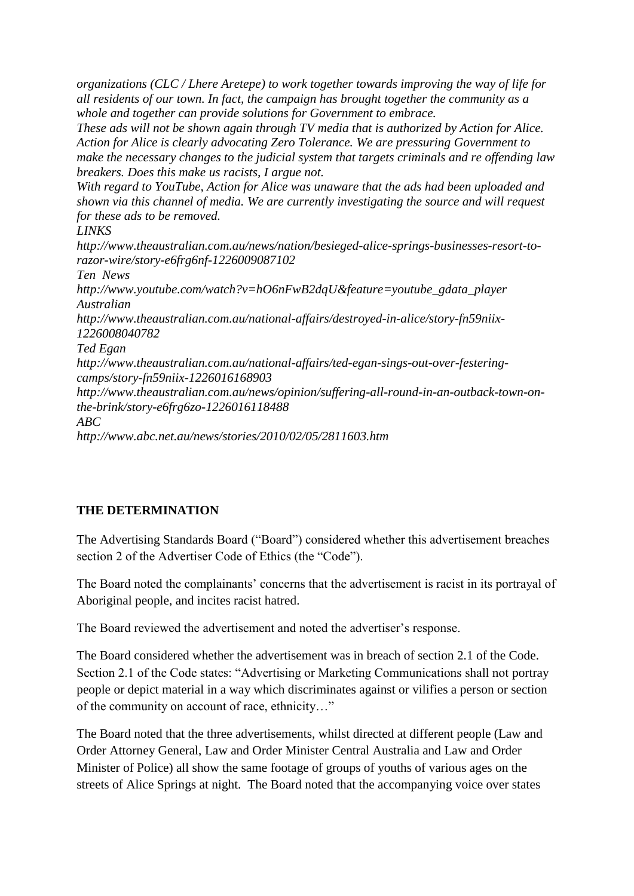*organizations (CLC / Lhere Aretepe) to work together towards improving the way of life for all residents of our town. In fact, the campaign has brought together the community as a whole and together can provide solutions for Government to embrace.*

*These ads will not be shown again through TV media that is authorized by Action for Alice. Action for Alice is clearly advocating Zero Tolerance. We are pressuring Government to make the necessary changes to the judicial system that targets criminals and re offending law breakers. Does this make us racists, I argue not.*

*With regard to YouTube, Action for Alice was unaware that the ads had been uploaded and shown via this channel of media. We are currently investigating the source and will request for these ads to be removed.*

*LINKS*

*http://www.theaustralian.com.au/news/nation/besieged-alice-springs-businesses-resort-to-razor-wire/story-e6frg6nf-1226009087102*

*Ten News*

*http://www.youtube.com/watch?v=hO6nFwB2dqU&feature=youtube_gdata_player*

*Australian*

*http://www.theaustralian.com.au/national-affairs/destroyed-in-alice/story-fn59niix-1226008040782*

*Ted Egan*

*http://www.theaustralian.com.au/national-affairs/ted-egan-sings-out-over-festering-camps/story-fn59niix-1226016168903*

*http://www.theaustralian.com.au/news/opinion/suffering-all-round-in-an-outback-town-on-the-brink/story-e6frg6zo-1226016118488*

*ABC*

*http://www.abc.net.au/news/stories/2010/02/05/2811603.htm*

**THE DETERMINATION**

The Advertising Standards Board ("Board") considered whether this advertisement breaches section 2 of the Advertiser Code of Ethics (the "Code").

The Board noted the complainants' concerns that the advertisement is racist in its portrayal of Aboriginal people, and incites racist hatred.

The Board reviewed the advertisement and noted the advertiser's response.

The Board considered whether the advertisement was in breach of section 2.1 of the Code. Section 2.1 of the Code states: "Advertising or Marketing Communications shall not portray people or depict material in a way which discriminates against or vilifies a person or section of the community on account of race, ethnicity…"

The Board noted that the three advertisements, whilst directed at different people (Law and Order Attorney General, Law and Order Minister Central Australia and Law and Order Minister of Police) all show the same footage of groups of youths of various ages on the streets of Alice Springs at night. The Board noted that the accompanying voice over states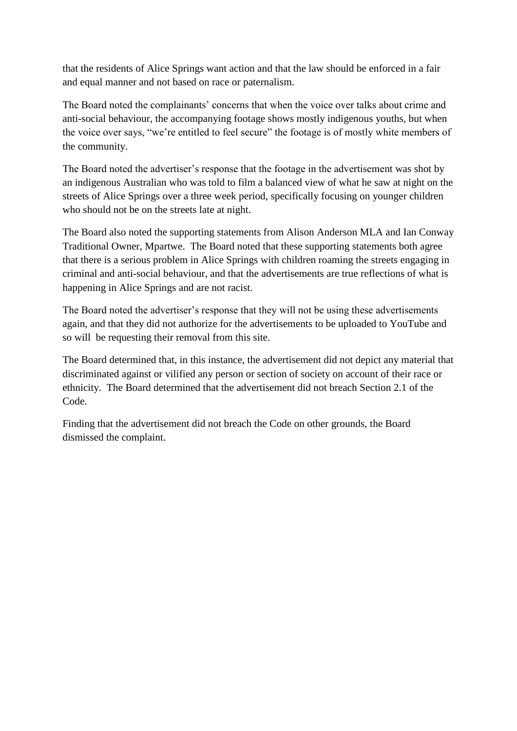that the residents of Alice Springs want action and that the law should be enforced in a fair and equal manner and not based on race or paternalism.

The Board noted the complainants' concerns that when the voice over talks about crime and anti-social behaviour, the accompanying footage shows mostly indigenous youths, but when the voice over says, "we're entitled to feel secure" the footage is of mostly white members of the community.

The Board noted the advertiser's response that the footage in the advertisement was shot by an indigenous Australian who was told to film a balanced view of what he saw at night on the streets of Alice Springs over a three week period, specifically focusing on younger children who should not be on the streets late at night.

The Board also noted the supporting statements from Alison Anderson MLA and Ian Conway Traditional Owner, Mpartwe. The Board noted that these supporting statements both agree that there is a serious problem in Alice Springs with children roaming the streets engaging in criminal and anti-social behaviour, and that the advertisements are true reflections of what is happening in Alice Springs and are not racist.

The Board noted the advertiser's response that they will not be using these advertisements again, and that they did not authorize for the advertisements to be uploaded to YouTube and so will be requesting their removal from this site.

The Board determined that, in this instance, the advertisement did not depict any material that discriminated against or vilified any person or section of society on account of their race or ethnicity. The Board determined that the advertisement did not breach Section 2.1 of the Code.

Finding that the advertisement did not breach the Code on other grounds, the Board dismissed the complaint.